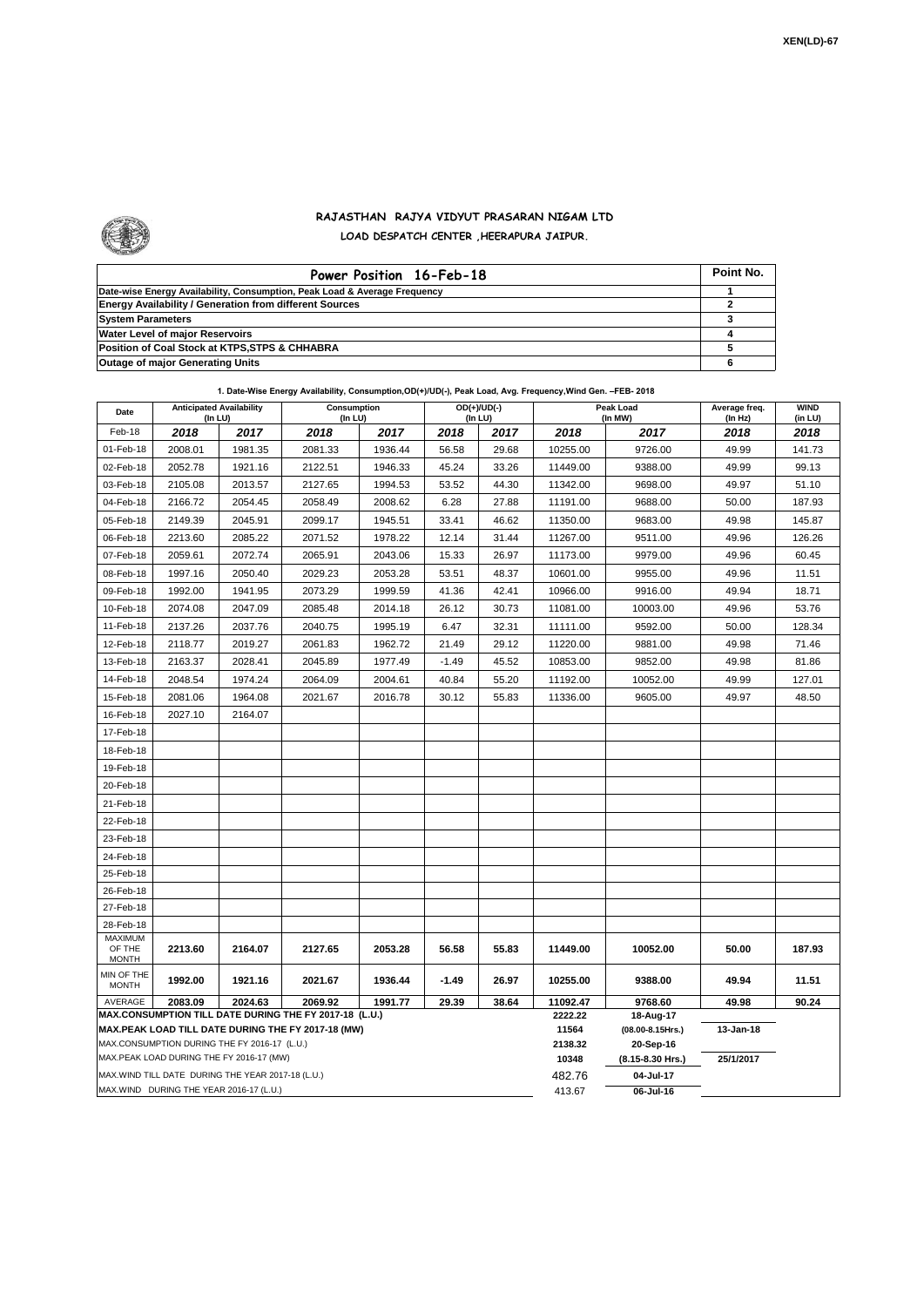XEN(LD)-67

# RAJASTHAN RAJYA VIDYUT PRASARAN NIGAM LTD

## LOAD DESPATCH CENTER ,HEERAPURA JAIPUR.

| Power Position 16-Feb-18 | Point No. |
|---|---|
| Date-wise Energy Availability, Consumption, Peak Load & Average Frequency | 1 |
| Energy Availability / Generation from different Sources | 2 |
| System Parameters | 3 |
| Water Level of major Reservoirs | 4 |
| Position of Coal Stock at KTPS,STPS & CHHABRA | 5 |
| Outage of major Generating Units | 6 |

**1. Date-Wise Energy Availability, Consumption,OD(+)/UD(-), Peak Load, Avg. Frequency,Wind Gen. –FEB- 2018**

| Date | Anticipated Availability (In LU) | | Consumption (In LU) | | OD(+)/UD(-) (In LU) | | Peak Load (In MW) | | Average freq. (In Hz) | WIND (in LU) |
|---|---|---|---|---|---|---|---|---|---|---|
| Feb-18 | 2018 | 2017 | 2018 | 2017 | 2018 | 2017 | 2018 | 2017 | 2018 | 2018 |
| 01-Feb-18 | 2008.01 | 1981.35 | 2081.33 | 1936.44 | 56.58 | 29.68 | 10255.00 | 9726.00 | 49.99 | 141.73 |
| 02-Feb-18 | 2052.78 | 1921.16 | 2122.51 | 1946.33 | 45.24 | 33.26 | 11449.00 | 9388.00 | 49.99 | 99.13 |
| 03-Feb-18 | 2105.08 | 2013.57 | 2127.65 | 1994.53 | 53.52 | 44.30 | 11342.00 | 9698.00 | 49.97 | 51.10 |
| 04-Feb-18 | 2166.72 | 2054.45 | 2058.49 | 2008.62 | 6.28 | 27.88 | 11191.00 | 9688.00 | 50.00 | 187.93 |
| 05-Feb-18 | 2149.39 | 2045.91 | 2099.17 | 1945.51 | 33.41 | 46.62 | 11350.00 | 9683.00 | 49.98 | 145.87 |
| 06-Feb-18 | 2213.60 | 2085.22 | 2071.52 | 1978.22 | 12.14 | 31.44 | 11267.00 | 9511.00 | 49.96 | 126.26 |
| 07-Feb-18 | 2059.61 | 2072.74 | 2065.91 | 2043.06 | 15.33 | 26.97 | 11173.00 | 9979.00 | 49.96 | 60.45 |
| 08-Feb-18 | 1997.16 | 2050.40 | 2029.23 | 2053.28 | 53.51 | 48.37 | 10601.00 | 9955.00 | 49.96 | 11.51 |
| 09-Feb-18 | 1992.00 | 1941.95 | 2073.29 | 1999.59 | 41.36 | 42.41 | 10966.00 | 9916.00 | 49.94 | 18.71 |
| 10-Feb-18 | 2074.08 | 2047.09 | 2085.48 | 2014.18 | 26.12 | 30.73 | 11081.00 | 10003.00 | 49.96 | 53.76 |
| 11-Feb-18 | 2137.26 | 2037.76 | 2040.75 | 1995.19 | 6.47 | 32.31 | 11111.00 | 9592.00 | 50.00 | 128.34 |
| 12-Feb-18 | 2118.77 | 2019.27 | 2061.83 | 1962.72 | 21.49 | 29.12 | 11220.00 | 9881.00 | 49.98 | 71.46 |
| 13-Feb-18 | 2163.37 | 2028.41 | 2045.89 | 1977.49 | -1.49 | 45.52 | 10853.00 | 9852.00 | 49.98 | 81.86 |
| 14-Feb-18 | 2048.54 | 1974.24 | 2064.09 | 2004.61 | 40.84 | 55.20 | 11192.00 | 10052.00 | 49.99 | 127.01 |
| 15-Feb-18 | 2081.06 | 1964.08 | 2021.67 | 2016.78 | 30.12 | 55.83 | 11336.00 | 9605.00 | 49.97 | 48.50 |
| 16-Feb-18 | 2027.10 | 2164.07 | | | | | | | | |
| 17-Feb-18 | | | | | | | | | | |
| 18-Feb-18 | | | | | | | | | | |
| 19-Feb-18 | | | | | | | | | | |
| 20-Feb-18 | | | | | | | | | | |
| 21-Feb-18 | | | | | | | | | | |
| 22-Feb-18 | | | | | | | | | | |
| 23-Feb-18 | | | | | | | | | | |
| 24-Feb-18 | | | | | | | | | | |
| 25-Feb-18 | | | | | | | | | | |
| 26-Feb-18 | | | | | | | | | | |
| 27-Feb-18 | | | | | | | | | | |
| 28-Feb-18 | | | | | | | | | | |
| MAXIMUM OF THE MONTH | 2213.60 | 2164.07 | 2127.65 | 2053.28 | 56.58 | 55.83 | 11449.00 | 10052.00 | 50.00 | 187.93 |
| MIN OF THE MONTH | 1992.00 | 1921.16 | 2021.67 | 1936.44 | -1.49 | 26.97 | 10255.00 | 9388.00 | 49.94 | 11.51 |
| AVERAGE | 2083.09 | 2024.63 | 2069.92 | 1991.77 | 29.39 | 38.64 | 11092.47 | 9768.60 | 49.98 | 90.24 |
| MAX.CONSUMPTION TILL DATE DURING THE FY 2017-18 (L.U.) | | | | | | | 2222.22 | 18-Aug-17 | | |
| MAX.PEAK LOAD TILL DATE DURING THE FY 2017-18 (MW) | | | | | | | 11564 | (08.00-8.15Hrs.) | 13-Jan-18 | |
| MAX.CONSUMPTION DURING THE FY 2016-17 (L.U.) | | | | | | | 2138.32 | 20-Sep-16 | | |
| MAX.PEAK LOAD DURING THE FY 2016-17 (MW) | | | | | | | 10348 | (8.15-8.30 Hrs.) | 25/1/2017 | |
| MAX.WIND TILL DATE DURING THE YEAR 2017-18 (L.U.) | | | | | | | 482.76 | 04-Jul-17 | | |
| MAX.WIND DURING THE YEAR 2016-17 (L.U.) | | | | | | | 413.67 | 06-Jul-16 | | |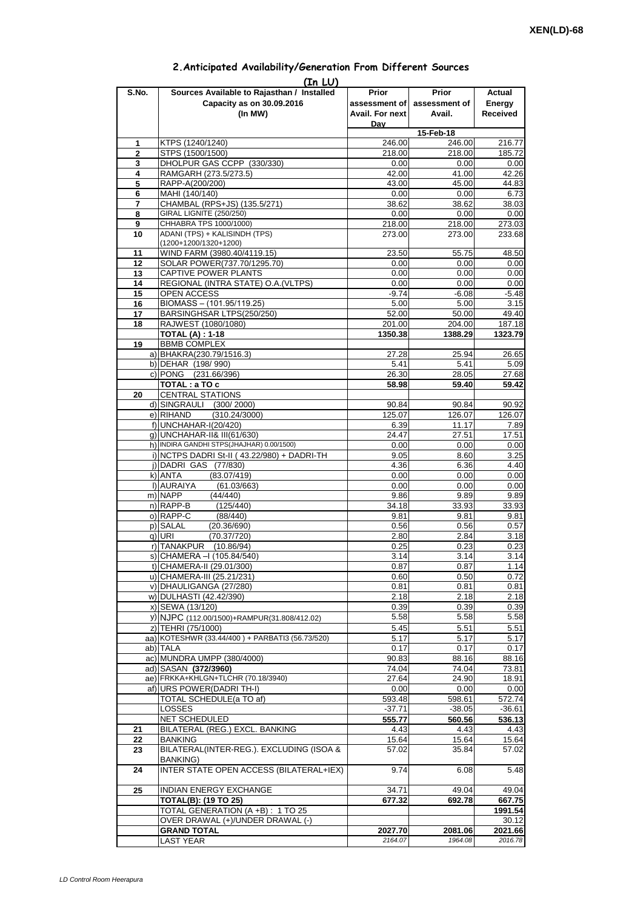XEN(LD)-68

## 2.Anticipated Availability/Generation From Different Sources

(In LU)

| S.No. | Sources Available to Rajasthan / Installed Capacity as on 30.09.2016 (In MW) | Prior assessment of Avail. For next Day | Prior assessment of Avail. | Actual Energy Received |
|---|---|---|---|---|
| | | | 15-Feb-18 | |
| 1 | KTPS (1240/1240) | 246.00 | 246.00 | 216.77 |
| 2 | STPS (1500/1500) | 218.00 | 218.00 | 185.72 |
| 3 | DHOLPUR GAS CCPP (330/330) | 0.00 | 0.00 | 0.00 |
| 4 | RAMGARH (273.5/273.5) | 42.00 | 41.00 | 42.26 |
| 5 | RAPP-A(200/200) | 43.00 | 45.00 | 44.83 |
| 6 | MAHI (140/140) | 0.00 | 0.00 | 6.73 |
| 7 | CHAMBAL (RPS+JS) (135.5/271) | 38.62 | 38.62 | 38.03 |
| 8 | GIRAL LIGNITE (250/250) | 0.00 | 0.00 | 0.00 |
| 9 | CHHABRA TPS 1000/1000) | 218.00 | 218.00 | 273.03 |
| 10 | ADANI (TPS) + KALISINDH (TPS) (1200+1200/1320+1200) | 273.00 | 273.00 | 233.68 |
| 11 | WIND FARM (3980.40/4119.15) | 23.50 | 55.75 | 48.50 |
| 12 | SOLAR POWER(737.70/1295.70) | 0.00 | 0.00 | 0.00 |
| 13 | CAPTIVE POWER PLANTS | 0.00 | 0.00 | 0.00 |
| 14 | REGIONAL (INTRA STATE) O.A.(VLTPS) | 0.00 | 0.00 | 0.00 |
| 15 | OPEN ACCESS | -9.74 | -6.08 | -5.48 |
| 16 | BIOMASS – (101.95/119.25) | 5.00 | 5.00 | 3.15 |
| 17 | BARSINGHSAR LTPS(250/250) | 52.00 | 50.00 | 49.40 |
| 18 | RAJWEST (1080/1080) | 201.00 | 204.00 | 187.18 |
| | **TOTAL (A) : 1-18** | **1350.38** | **1388.29** | **1323.79** |
| 19 | BBMB COMPLEX | | | |
| | a) BHAKRA(230.79/1516.3) | 27.28 | 25.94 | 26.65 |
| | b) DEHAR (198/ 990) | 5.41 | 5.41 | 5.09 |
| | c) PONG (231.66/396) | 26.30 | 28.05 | 27.68 |
| | **TOTAL : a TO c** | **58.98** | **59.40** | **59.42** |
| 20 | CENTRAL STATIONS | | | |
| | d) SINGRAULI (300/ 2000) | 90.84 | 90.84 | 90.92 |
| | e) RIHAND (310.24/3000) | 125.07 | 126.07 | 126.07 |
| | f) UNCHAHAR-I(20/420) | 6.39 | 11.17 | 7.89 |
| | g) UNCHAHAR-II& III(61/630) | 24.47 | 27.51 | 17.51 |
| | h) INDIRA GANDHI STPS(JHAJHAR) 0.00/1500) | 0.00 | 0.00 | 0.00 |
| | i) NCTPS DADRI St-II ( 43.22/980) + DADRI-TH | 9.05 | 8.60 | 3.25 |
| | j) DADRI GAS (77/830) | 4.36 | 6.36 | 4.40 |
| | k) ANTA (83.07/419) | 0.00 | 0.00 | 0.00 |
| | l) AURAIYA (61.03/663) | 0.00 | 0.00 | 0.00 |
| | m) NAPP (44/440) | 9.86 | 9.89 | 9.89 |
| | n) RAPP-B (125/440) | 34.18 | 33.93 | 33.93 |
| | o) RAPP-C (88/440) | 9.81 | 9.81 | 9.81 |
| | p) SALAL (20.36/690) | 0.56 | 0.56 | 0.57 |
| | q) URI (70.37/720) | 2.80 | 2.84 | 3.18 |
| | r) TANAKPUR (10.86/94) | 0.25 | 0.23 | 0.23 |
| | s) CHAMERA –I (105.84/540) | 3.14 | 3.14 | 3.14 |
| | t) CHAMERA-II (29.01/300) | 0.87 | 0.87 | 1.14 |
| | u) CHAMERA-III (25.21/231) | 0.60 | 0.50 | 0.72 |
| | v) DHAULIGANGA (27/280) | 0.81 | 0.81 | 0.81 |
| | w) DULHASTI (42.42/390) | 2.18 | 2.18 | 2.18 |
| | x) SEWA (13/120) | 0.39 | 0.39 | 0.39 |
| | y) NJPC (112.00/1500)+RAMPUR(31.808/412.02) | 5.58 | 5.58 | 5.58 |
| | z) TEHRI (75/1000) | 5.45 | 5.51 | 5.51 |
| | aa) KOTESHWR (33.44/400 ) + PARBATI3 (56.73/520) | 5.17 | 5.17 | 5.17 |
| | ab) TALA | 0.17 | 0.17 | 0.17 |
| | ac) MUNDRA UMPP (380/4000) | 90.83 | 88.16 | 88.16 |
| | ad) SASAN **(372/3960)** | 74.04 | 74.04 | 73.81 |
| | ae) FRKKA+KHLGN+TLCHR (70.18/3940) | 27.64 | 24.90 | 18.91 |
| | af) URS POWER(DADRI TH-I) | 0.00 | 0.00 | 0.00 |
| | TOTAL SCHEDULE(a TO af) | 593.48 | 598.61 | 572.74 |
| | LOSSES | -37.71 | -38.05 | -36.61 |
| | NET SCHEDULED | **555.77** | **560.56** | **536.13** |
| 21 | BILATERAL (REG.) EXCL. BANKING | 4.43 | 4.43 | 4.43 |
| 22 | BANKING | 15.64 | 15.64 | 15.64 |
| 23 | BILATERAL(INTER-REG.). EXCLUDING (ISOA & BANKING) | 57.02 | 35.84 | 57.02 |
| 24 | INTER STATE OPEN ACCESS (BILATERAL+IEX) | 9.74 | 6.08 | 5.48 |
| 25 | INDIAN ENERGY EXCHANGE | 34.71 | 49.04 | 49.04 |
| | **TOTAL(B): (19 TO 25)** | **677.32** | **692.78** | **667.75** |
| | TOTAL GENERATION (A +B) : 1 TO 25 | | | **1991.54** |
| | OVER DRAWAL (+)/UNDER DRAWAL (-) | | | 30.12 |
| | **GRAND TOTAL** | **2027.70** | **2081.06** | **2021.66** |
| | LAST YEAR | *2164.07* | *1964.08* | *2016.78* |

*LD Control Room Heerapura*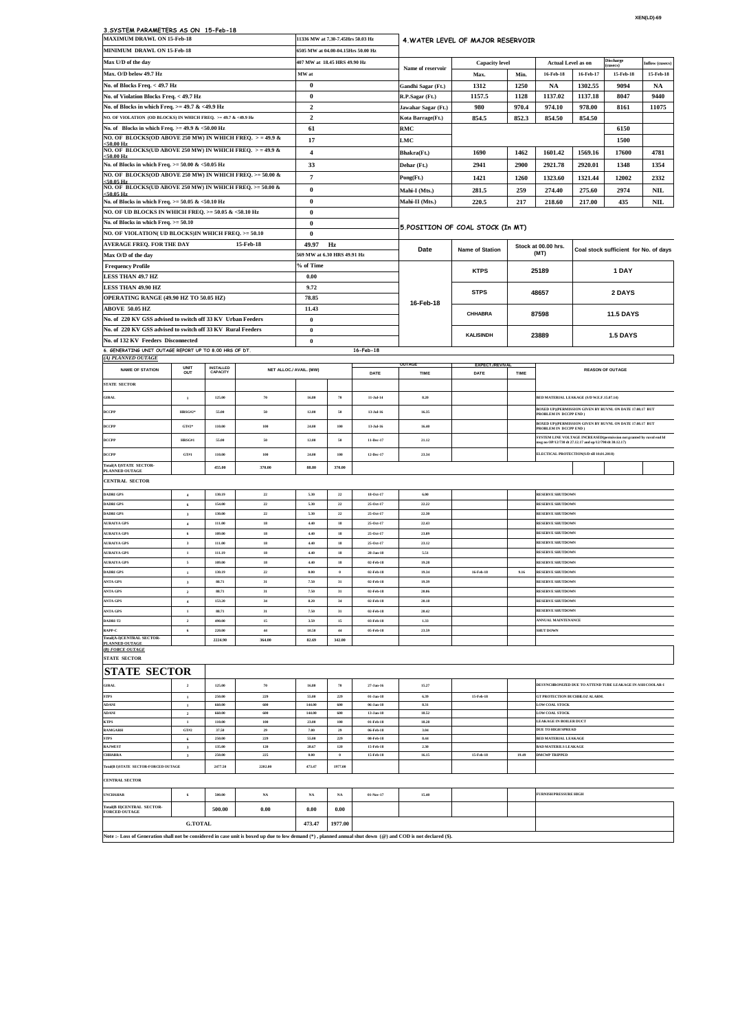XEN(LD)-69

## 3.SYSTEM PARAMETERS AS ON 15-Feb-18

| | | |
|---|---|---|
| MAXIMUM DRAWL ON 15-Feb-18 | | 11336 MW at 7.30-7.45Hrs 50.03 Hz |
| MINIMUM DRAWL ON 15-Feb-18 | | 6505 MW at 04.00-04.15Hrs 50.00 Hz |
| Max U/D of the day | | 407 MW at 18.45 HRS 49.90 Hz |
| Max. O/D below 49.7 Hz | | MW at |
| No. of Blocks Freq. < 49.7 Hz | | 0 |
| No. of Violation Blocks Freq. < 49.7 Hz | | 0 |
| No. of Blocks in which Freq. >= 49.7 & <49.9 Hz | | 2 |
| NO. OF VIOLATION (OD BLOCKS) IN WHICH FREQ. >= 49.7 & <49.9 Hz | | 2 |
| No. of Blocks in which Freq. >= 49.9 & <50.00 Hz | | 61 |
| NO. OF BLOCKS(OD ABOVE 250 MW) IN WHICH FREQ. > = 49.9 & <50.00 Hz | | 17 |
| NO. OF BLOCKS(UD ABOVE 250 MW) IN WHICH FREQ. > = 49.9 & <50.00 Hz | | 4 |
| No. of Blocks in which Freq. >= 50.00 & <50.05 Hz | | 33 |
| NO. OF BLOCKS(OD ABOVE 250 MW) IN WHICH FREQ. >= 50.00 & <50.05 Hz | | 7 |
| NO. OF BLOCKS(UD ABOVE 250 MW) IN WHICH FREQ. >= 50.00 & <50.05 Hz | | 0 |
| No. of Blocks in which Freq. >= 50.05 & <50.10 Hz | | 0 |
| NO. OF UD BLOCKS IN WHICH FREQ. >= 50.05 & <50.10 Hz | | 0 |
| No. of Blocks in which Freq. >= 50.10 | | 0 |
| NO. OF VIOLATION( UD BLOCKS)IN WHICH FREQ. >= 50.10 | | 0 |
| AVERAGE FREQ. FOR THE DAY | 15-Feb-18 | 49.97 Hz |
| Max O/D of the day | | 569 MW at 6.30 HRS 49.91 Hz |
| Frequency Profile | | % of Time |
| LESS THAN 49.7 HZ | | 0.00 |
| LESS THAN 49.90 HZ | | 9.72 |
| OPERATING RANGE (49.90 HZ TO 50.05 HZ) | | 78.85 |
| ABOVE 50.05 HZ | | 11.43 |
| No. of 220 KV GSS advised to switch off 33 KV Urban Feeders | | 0 |
| No. of 220 KV GSS advised to switch off 33 KV Rural Feeders | | 0 |
| No. of 132 KV Feeders Disconnected | | 0 |

## 4.WATER LEVEL OF MAJOR RESERVOIR

| Name of reservoir | Capacity level | | Actual Level as on | | Discharge (cusecs) | Inflow (cusecs) |
|---|---|---|---|---|---|---|
| | Max. | Min. | 16-Feb-18 | 16-Feb-17 | 15-Feb-18 | 15-Feb-18 |
| Gandhi Sagar (Ft.) | 1312 | 1250 | NA | 1302.55 | 9094 | NA |
| R.P.Sagar (Ft.) | 1157.5 | 1128 | 1137.02 | 1137.18 | 8047 | 9440 |
| Jawahar Sagar (Ft.) | 980 | 970.4 | 974.10 | 978.00 | 8161 | 11075 |
| Kota Barrage(Ft.) | 854.5 | 852.3 | 854.50 | 854.50 | | |
| RMC | | | | | 6150 | |
| LMC | | | | | 1500 | |
| Bhakra(Ft.) | 1690 | 1462 | 1601.42 | 1569.16 | 17600 | 4781 |
| Dehar (Ft.) | 2941 | 2900 | 2921.78 | 2920.01 | 1348 | 1354 |
| Pong(Ft.) | 1421 | 1260 | 1323.60 | 1321.44 | 12002 | 2332 |
| Mahi-I (Mts.) | 281.5 | 259 | 274.40 | 275.60 | 2974 | NIL |
| Mahi-II (Mts.) | 220.5 | 217 | 218.60 | 217.00 | 435 | NIL |

## 5.POSITION OF COAL STOCK (In MT)

| Date | Name of Station | Stock at 00.00 hrs. (MT) | Coal stock sufficient for No. of days |
|---|---|---|---|
| 16-Feb-18 | KTPS | 25189 | 1 DAY |
| | STPS | 48657 | 2 DAYS |
| | CHHABRA | 87598 | 11.5 DAYS |
| | KALISINDH | 23889 | 1.5 DAYS |

## 6. GENERATING UNIT OUTAGE REPORT UP TO 8.00 HRS OF DT. 16-Feb-18

### (A) PLANNED OUTAGE

| NAME OF STATION | UNIT OUT | INSTALLED CAPACITY | NET ALLOC./ AVAIL. (MW) | | | OUTAGE DATE | OUTAGE TIME | EXPECT./REVIVAL DATE | EXPECT./REVIVAL TIME | REASON OF OUTAGE |
|---|---|---|---|---|---|---|---|---|---|---|
| **STATE SECTOR** | | | | | | | | | | |
| GIRAL | 1 | 125.00 | 70 | 16.80 | 70 | 11-Jul-14 | 8.20 | | | BED MATERIAL LEAKAGE (S/D W.E.F.15.07.14) |
| DCCPP | HRSG#2* | 55.00 | 50 | 12.00 | 50 | 13-Jul-16 | 16.35 | | | BOXED UP)(PERMISSION GIVEN BY RUVNL ON DATE 17.08.17 BUT PROBLEM IN DCCPP END ) |
| DCCPP | GT#2* | 110.00 | 100 | 24.00 | 100 | 13-Jul-16 | 16.40 | | | BOXED UP)(PERMISSION GIVEN BY RUVNL ON DATE 17.08.17 BUT PROBLEM IN DCCPP END ) |
| DCCPP | HRSG#1 | 55.00 | 50 | 12.00 | 50 | 11-Dec-17 | 21.12 | | | SYSTEM LINE VOLTAGE INCREASED(permission not granted by ruvnl end ld msg no OP/12/738 dt 27.12.17 and op/12/798/dt 30.12.17) |
| DCCPP | GT#1 | 110.00 | 100 | 24.00 | 100 | 12-Dec-17 | 23.34 | | | ELECTICAL PROTECTION(S/D till 10.01.2018) |
| Total(A I)STATE SECTOR-PLANNED OUTAGE | | 455.00 | 370.00 | 88.80 | 370.00 | | | | | |
| **CENTRAL SECTOR** | | | | | | | | | | |
| DADRI GPS | 4 | 130.19 | 22 | 5.30 | 22 | 18-Oct-17 | 6.00 | | | RESERVE SHUTDOWN |
| DADRI GPS | 6 | 154.00 | 22 | 5.30 | 22 | 25-Oct-17 | 22.22 | | | RESERVE SHUTDOWN |
| DADRI GPS | 3 | 130.00 | 22 | 5.30 | 22 | 25-Oct-17 | 22.30 | | | RESERVE SHUTDOWN |
| AURAIYA GPS | 4 | 111.00 | 18 | 4.40 | 18 | 25-Oct-17 | 22.43 | | | RESERVE SHUTDOWN |
| AURAIYA GPS | 6 | 109.00 | 18 | 4.40 | 18 | 25-Oct-17 | 23.09 | | | RESERVE SHUTDOWN |
| AURAIYA GPS | 3 | 111.00 | 18 | 4.40 | 18 | 25-Oct-17 | 23.12 | | | RESERVE SHUTDOWN |
| AURAIYA GPS | 1 | 111.19 | 18 | 4.40 | 18 | 28-Jan-18 | 5.51 | | | RESERVE SHUTDOWN |
| AURAIYA GPS | 5 | 109.00 | 18 | 4.40 | 18 | 02-Feb-18 | 19.20 | | | RESERVE SHUTDOWN |
| DADRI GPS | 1 | 130.19 | 22 | 0.00 | 0 | 02-Feb-18 | 19.34 | 16-Feb-18 | 9.16 | RESERVE SHUTDOWN |
| ANTA GPS | 3 | 88.71 | 31 | 7.50 | 31 | 02-Feb-18 | 19.39 | | | RESERVE SHUTDOWN |
| ANTA GPS | 2 | 88.71 | 31 | 7.50 | 31 | 02-Feb-18 | 20.06 | | | RESERVE SHUTDOWN |
| ANTA GPS | 4 | 153.20 | 34 | 8.20 | 34 | 02-Feb-18 | 20.18 | | | RESERVE SHUTDOWN |
| ANTA GPS | 1 | 88.71 | 31 | 7.50 | 31 | 02-Feb-18 | 20.42 | | | RESERVE SHUTDOWN |
| DADRI-T2 | 2 | 490.00 | 15 | 3.59 | 15 | 03-Feb-18 | 1.33 | | | ANNUAL MAINTENANCE |
| RAPP-C | 6 | 220.00 | 44 | 10.50 | 44 | 05-Feb-18 | 23.59 | | | SHUT DOWN |
| Total(A-II)CENTRAL SECTOR-PLANNED OUTAGE | | 2224.90 | 364.00 | 82.69 | 342.00 | | | | | |

### (B) FORCE OUTAGE

**STATE SECTOR**

| NAME OF STATION | UNIT OUT | INSTALLED CAPACITY | NET ALLOC./ AVAIL. (MW) | | | OUTAGE DATE | OUTAGE TIME | EXPECT./REVIVAL DATE | EXPECT./REVIVAL TIME | REASON OF OUTAGE |
|---|---|---|---|---|---|---|---|---|---|---|
| **STATE SECTOR** | | | | | | | | | | |
| GIRAL | 2 | 125.00 | 70 | 16.80 | 70 | 27-Jan-16 | 15.27 | | | DESYNCHRONIZED DUE TO ATTEND TUBE LEAKAGE IN ASH COOLAR-I |
| STPS | 1 | 250.00 | 229 | 55.00 | 229 | 01-Jan-18 | 6.39 | 15-Feb-18 | | GT PROTECTION BUCHHLOZ ALARM. |
| ADANI | 3 | 660.00 | 600 | 144.00 | 600 | 06-Jan-18 | 8.31 | | | LOW COAL STOCK |
| ADANI | 2 | 660.00 | 600 | 144.00 | 600 | 13-Jan-18 | 18.52 | | | LOW COAL STOCK |
| KTPS | 1 | 110.00 | 100 | 23.00 | 100 | 01-Feb-18 | 18.28 | | | LEAKAGE IN BOILER DUCT |
| RAMGARH | GT#2 | 37.50 | 29 | 7.00 | 29 | 06-Feb-18 | 3.04 | | | DUE TO HIGH SPREAD |
| STPS | 6 | 250.00 | 229 | 55.00 | 229 | 08-Feb-18 | 8.44 | | | BED MATERIAL LEAKAGE |
| RAJWEST | 3 | 135.00 | 120 | 28.67 | 120 | 15-Feb-18 | 2.30 | | | BAD MATERILS LEAKAGE |
| CHHABRA | 3 | 250.00 | 225 | 0.00 | 0 | 15-Feb-18 | 16.15 | 15-Feb-18 | 19.49 | DMCWP TRIPPED |
| Total(B I)STATE SECTOR-FORCED OUTAGE | | 2477.50 | 2202.00 | 473.47 | 1977.00 | | | | | |
| **CENTRAL SECTOR** | | | | | | | | | | |
| UNCHAHAR | 6 | 500.00 | NA | NA | NA | 01-Nov-17 | 15.40 | | | FURNISH PRESSURE HIGH |
| Total(B II)CENTRAL SECTOR-FORCED OUTAGE | | 500.00 | 0.00 | 0.00 | 0.00 | | | | | |
| G.TOTAL | | | | 473.47 | 1977.00 | | | | | |

Note :- Loss of Generation shall not be considered in case unit is boxed up due to low demand (*) , planned annual shut down (@) and COD is not declared ($).